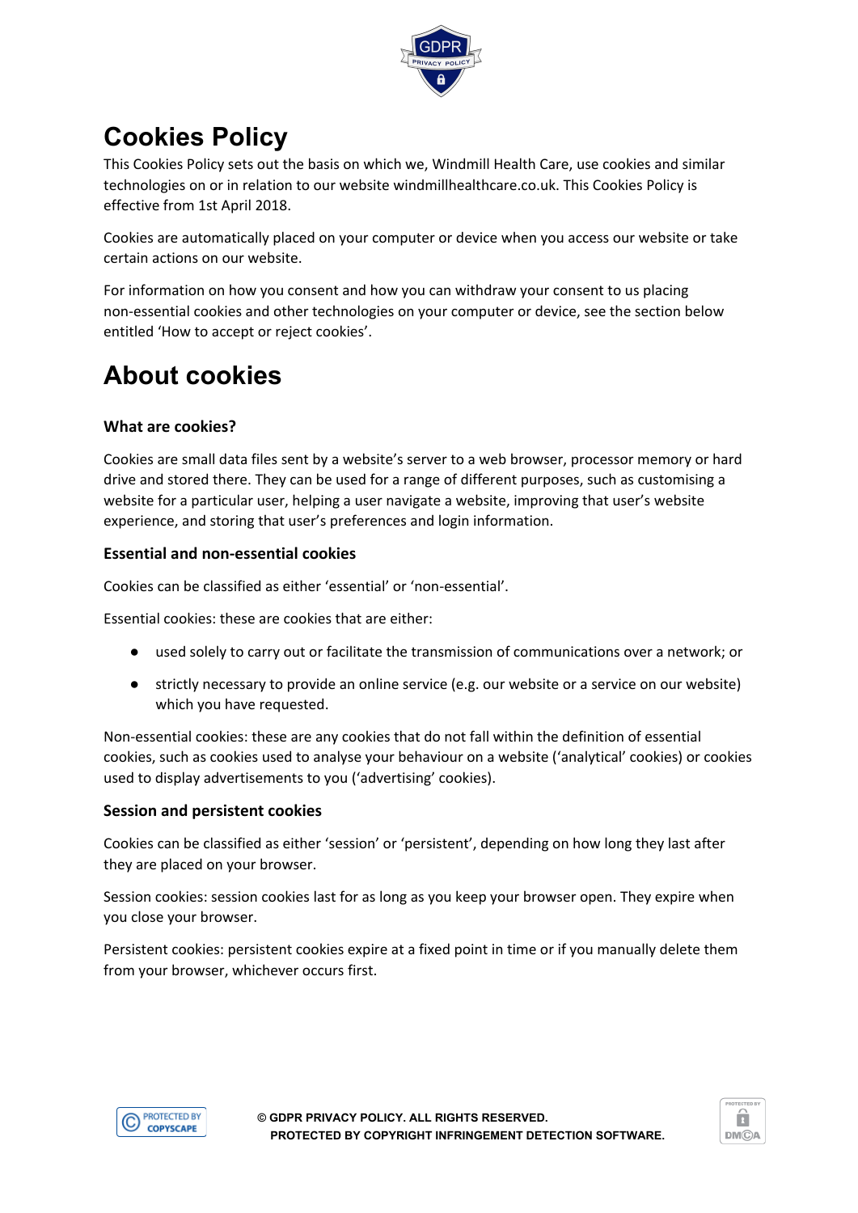# Cookies Policy

This Cookies Policy sets out the basis on which we, Windmill Health Care, use cookies and similar technologies on or in relation to our website windmillhealthcare.co.uk. This Cookies Policy is effective from 1st April 2018.

Cookies are automatically placed on your computer or device when you access our website or take certain actions on our website.

For information on how you consent and how you can withdraw your consent to us placing non-essential cookies and other technologies on your computer or device, see the section below entitled 'How to accept or reject cookies'.

# About cookies

### What are cookies?

Cookies are small data files sent by a website's server to a web browser, processor memory or hard drive and stored there. They can be used for a range of different purposes, such as customising a website for a particular user, helping a user navigate a website, improving that user's website experience, and storing that user's preferences and login information.

### Essential and non-essential cookies

Cookies can be classified as either 'essential' or 'non-essential'.

Essential cookies: these are cookies that are either:

- used solely to carry out or facilitate the transmission of communications over a network; or
- strictly necessary to provide an online service (e.g. our website or a service on our website) which you have requested.

Non-essential cookies: these are any cookies that do not fall within the definition of essential cookies, such as cookies used to analyse your behaviour on a website ('analytical' cookies) or cookies used to display advertisements to you ('advertising' cookies).

### Session and persistent cookies

Cookies can be classified as either 'session' or 'persistent', depending on how long they last after they are placed on your browser.

Session cookies: session cookies last for as long as you keep your browser open. They expire when you close your browser.

Persistent cookies: persistent cookies expire at a fixed point in time or if you manually delete them from your browser, whichever occurs first.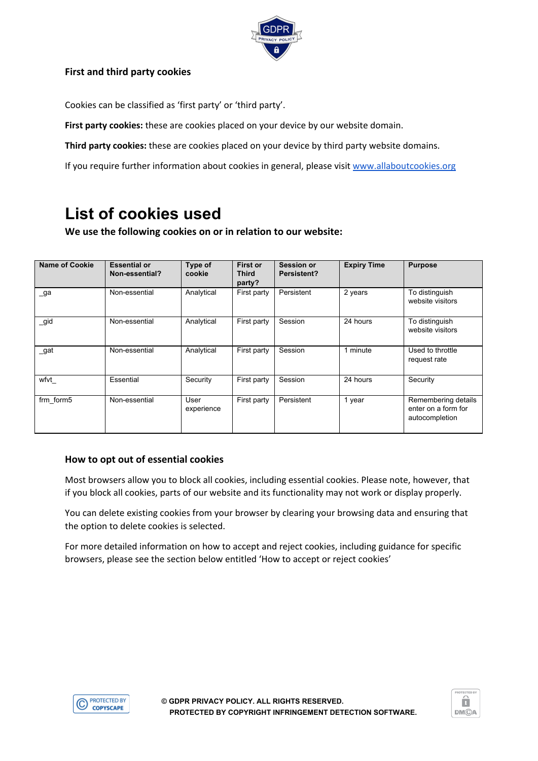### First and third party cookies

Cookies can be classified as 'first party' or 'third party'.

**First party cookies:** these are cookies placed on your device by our website domain.

**Third party cookies:** these are cookies placed on your device by third party website domains.

If you require further information about cookies in general, please visit [www.allaboutcookies.org](www.allaboutcookies.org)

# List of cookies used

**We use the following cookies on or in relation to our website:**

| Name of Cookie | Essential or Non-essential? | Type of cookie | First or Third party? | Session or Persistent? | Expiry Time | Purpose |
|---|---|---|---|---|---|---|
| _ga | Non-essential | Analytical | First party | Persistent | 2 years | To distinguish website visitors |
| _gid | Non-essential | Analytical | First party | Session | 24 hours | To distinguish website visitors |
| _gat | Non-essential | Analytical | First party | Session | 1 minute | Used to throttle request rate |
| wfvt_ | Essential | Security | First party | Session | 24 hours | Security |
| frm_form5 | Non-essential | User experience | First party | Persistent | 1 year | Remembering details enter on a form for autocompletion |

### How to opt out of essential cookies

Most browsers allow you to block all cookies, including essential cookies. Please note, however, that if you block all cookies, parts of our website and its functionality may not work or display properly.

You can delete existing cookies from your browser by clearing your browsing data and ensuring that the option to delete cookies is selected.

For more detailed information on how to accept and reject cookies, including guidance for specific browsers, please see the section below entitled 'How to accept or reject cookies'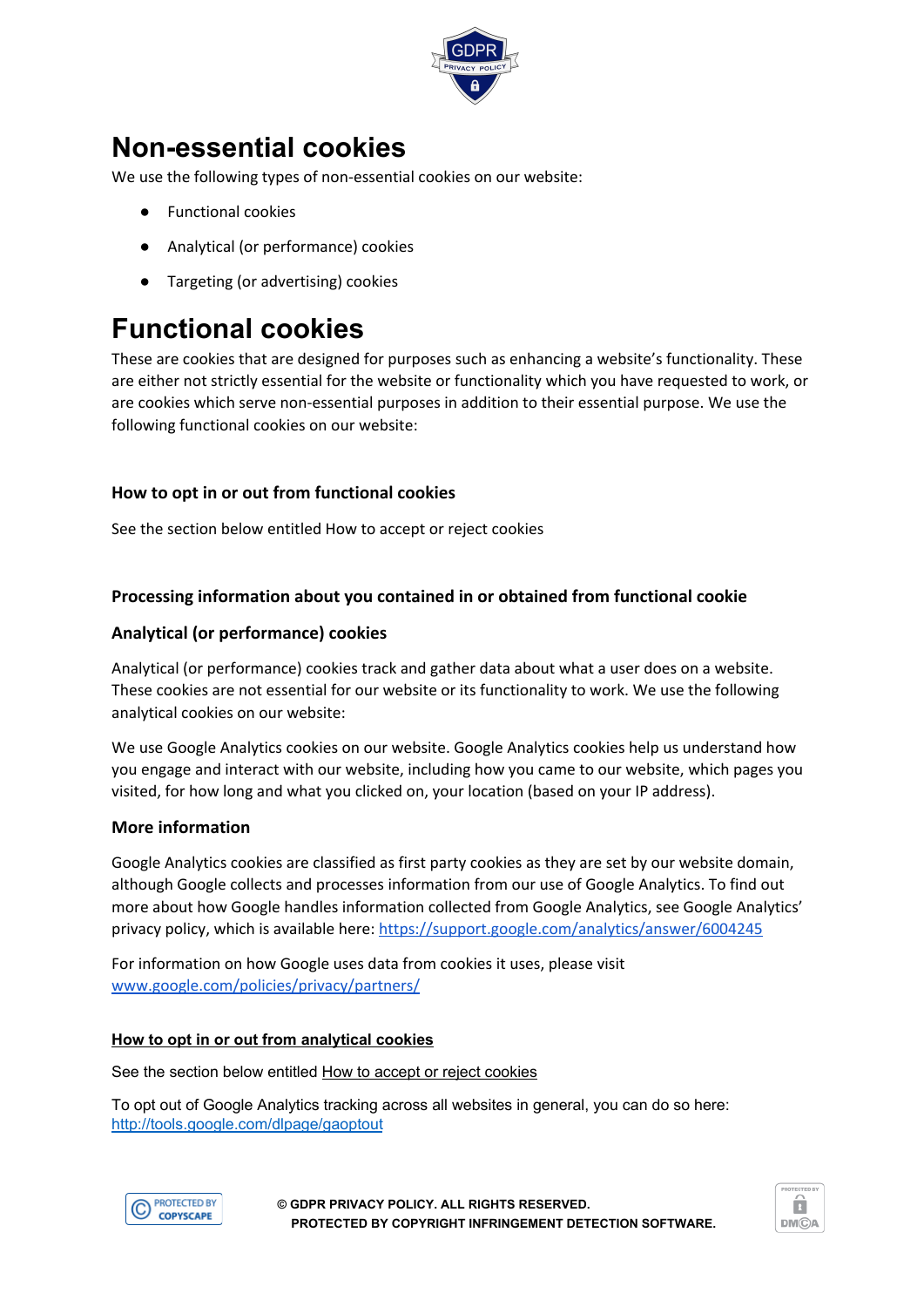# Non-essential cookies

We use the following types of non-essential cookies on our website:

- Functional cookies
- Analytical (or performance) cookies
- Targeting (or advertising) cookies

# Functional cookies

These are cookies that are designed for purposes such as enhancing a website's functionality. These are either not strictly essential for the website or functionality which you have requested to work, or are cookies which serve non-essential purposes in addition to their essential purpose. We use the following functional cookies on our website:

### How to opt in or out from functional cookies

See the section below entitled How to accept or reject cookies

### Processing information about you contained in or obtained from functional cookie

### Analytical (or performance) cookies

Analytical (or performance) cookies track and gather data about what a user does on a website. These cookies are not essential for our website or its functionality to work. We use the following analytical cookies on our website:

We use Google Analytics cookies on our website. Google Analytics cookies help us understand how you engage and interact with our website, including how you came to our website, which pages you visited, for how long and what you clicked on, your location (based on your IP address).

### More information

Google Analytics cookies are classified as first party cookies as they are set by our website domain, although Google collects and processes information from our use of Google Analytics. To find out more about how Google handles information collected from Google Analytics, see Google Analytics' privacy policy, which is available here: https://support.google.com/analytics/answer/6004245

For information on how Google uses data from cookies it uses, please visit www.google.com/policies/privacy/partners/

### How to opt in or out from analytical cookies

See the section below entitled How to accept or reject cookies

To opt out of Google Analytics tracking across all websites in general, you can do so here: http://tools.google.com/dlpage/gaoptout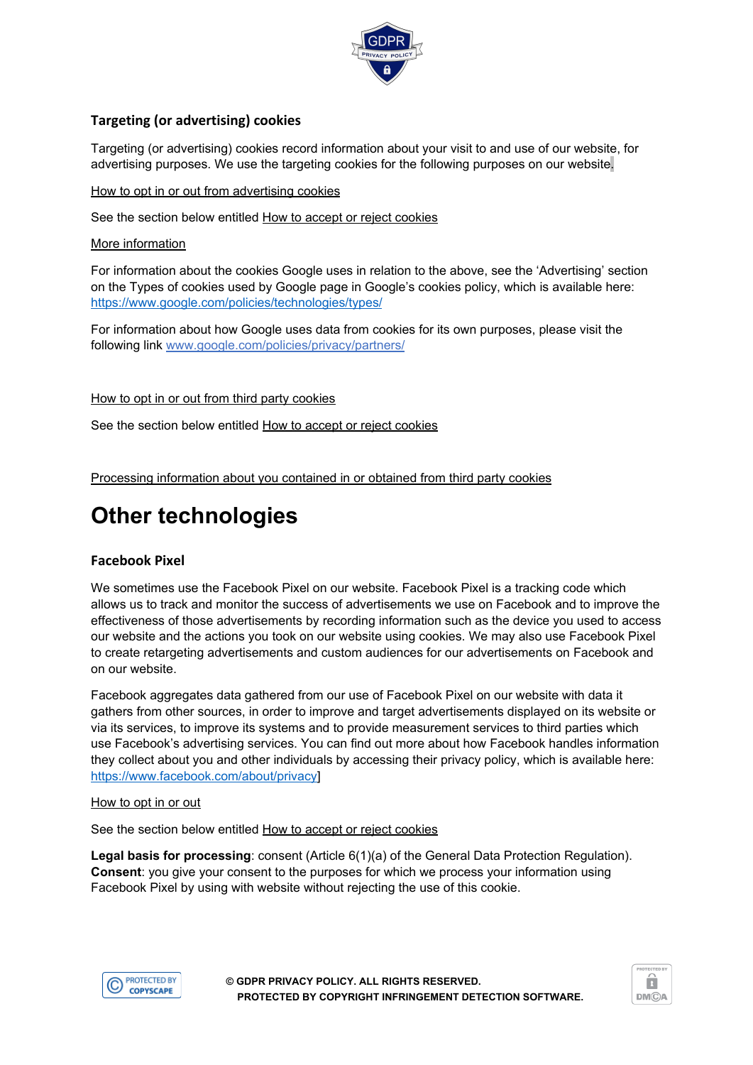### Targeting (or advertising) cookies

Targeting (or advertising) cookies record information about your visit to and use of our website, for advertising purposes. We use the targeting cookies for the following purposes on our website.

How to opt in or out from advertising cookies

See the section below entitled How to accept or reject cookies

More information

For information about the cookies Google uses in relation to the above, see the 'Advertising' section on the Types of cookies used by Google page in Google's cookies policy, which is available here: https://www.google.com/policies/technologies/types/

For information about how Google uses data from cookies for its own purposes, please visit the following link www.google.com/policies/privacy/partners/

How to opt in or out from third party cookies

See the section below entitled How to accept or reject cookies

Processing information about you contained in or obtained from third party cookies

# Other technologies

### Facebook Pixel

We sometimes use the Facebook Pixel on our website. Facebook Pixel is a tracking code which allows us to track and monitor the success of advertisements we use on Facebook and to improve the effectiveness of those advertisements by recording information such as the device you used to access our website and the actions you took on our website using cookies. We may also use Facebook Pixel to create retargeting advertisements and custom audiences for our advertisements on Facebook and on our website.

Facebook aggregates data gathered from our use of Facebook Pixel on our website with data it gathers from other sources, in order to improve and target advertisements displayed on its website or via its services, to improve its systems and to provide measurement services to third parties which use Facebook's advertising services. You can find out more about how Facebook handles information they collect about you and other individuals by accessing their privacy policy, which is available here: https://www.facebook.com/about/privacy]

How to opt in or out

See the section below entitled How to accept or reject cookies

**Legal basis for processing**: consent (Article 6(1)(a) of the General Data Protection Regulation).
**Consent**: you give your consent to the purposes for which we process your information using Facebook Pixel by using with website without rejecting the use of this cookie.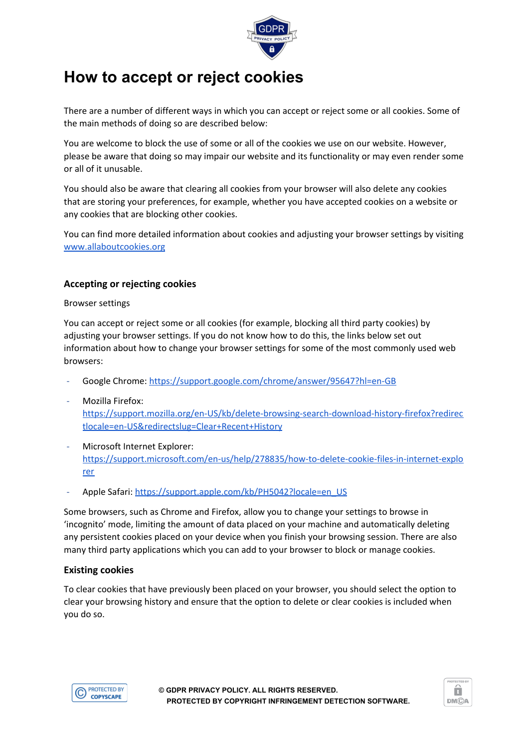# How to accept or reject cookies

There are a number of different ways in which you can accept or reject some or all cookies. Some of the main methods of doing so are described below:

You are welcome to block the use of some or all of the cookies we use on our website. However, please be aware that doing so may impair our website and its functionality or may even render some or all of it unusable.

You should also be aware that clearing all cookies from your browser will also delete any cookies that are storing your preferences, for example, whether you have accepted cookies on a website or any cookies that are blocking other cookies.

You can find more detailed information about cookies and adjusting your browser settings by visiting www.allaboutcookies.org

### Accepting or rejecting cookies

Browser settings

You can accept or reject some or all cookies (for example, blocking all third party cookies) by adjusting your browser settings. If you do not know how to do this, the links below set out information about how to change your browser settings for some of the most commonly used web browsers:

- Google Chrome: https://support.google.com/chrome/answer/95647?hl=en-GB
- Mozilla Firefox: https://support.mozilla.org/en-US/kb/delete-browsing-search-download-history-firefox?redirectlocale=en-US&redirectslug=Clear+Recent+History
- Microsoft Internet Explorer: https://support.microsoft.com/en-us/help/278835/how-to-delete-cookie-files-in-internet-explorer
- Apple Safari: https://support.apple.com/kb/PH5042?locale=en_US

Some browsers, such as Chrome and Firefox, allow you to change your settings to browse in 'incognito' mode, limiting the amount of data placed on your machine and automatically deleting any persistent cookies placed on your device when you finish your browsing session. There are also many third party applications which you can add to your browser to block or manage cookies.

### Existing cookies

To clear cookies that have previously been placed on your browser, you should select the option to clear your browsing history and ensure that the option to delete or clear cookies is included when you do so.

© GDPR PRIVACY POLICY. ALL RIGHTS RESERVED.
PROTECTED BY COPYRIGHT INFRINGEMENT DETECTION SOFTWARE.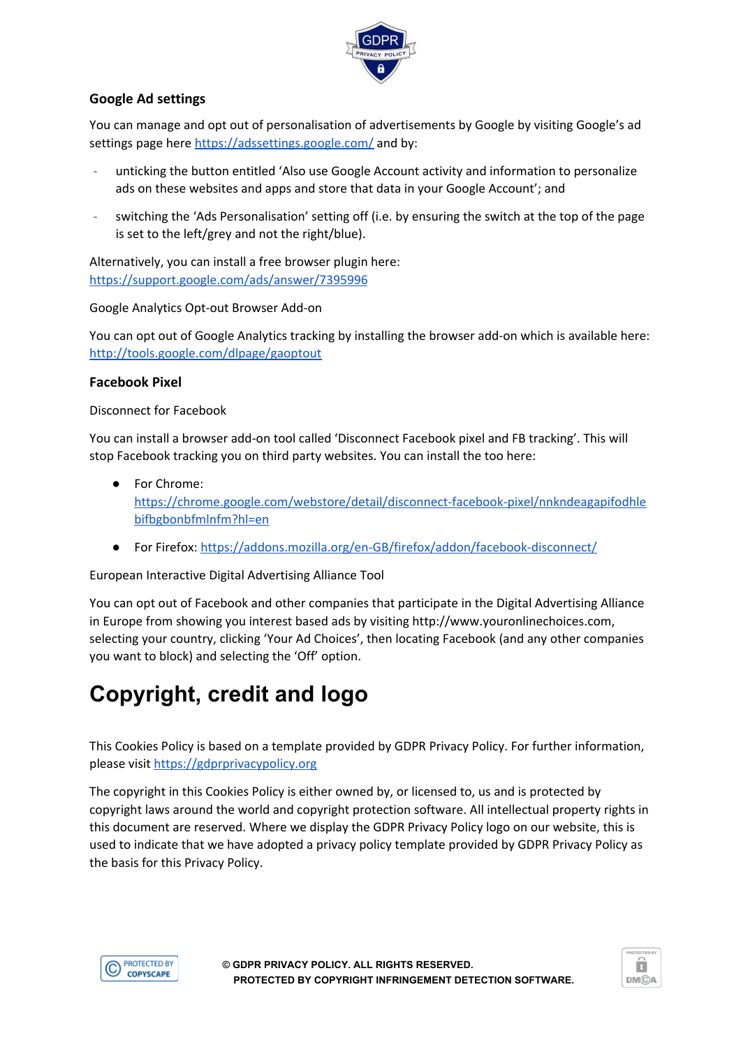### Google Ad settings

You can manage and opt out of personalisation of advertisements by Google by visiting Google's ad settings page here https://adssettings.google.com/ and by:

- unticking the button entitled 'Also use Google Account activity and information to personalize ads on these websites and apps and store that data in your Google Account'; and
- switching the 'Ads Personalisation' setting off (i.e. by ensuring the switch at the top of the page is set to the left/grey and not the right/blue).

Alternatively, you can install a free browser plugin here: https://support.google.com/ads/answer/7395996

Google Analytics Opt-out Browser Add-on

You can opt out of Google Analytics tracking by installing the browser add-on which is available here: http://tools.google.com/dlpage/gaoptout

### Facebook Pixel

Disconnect for Facebook

You can install a browser add-on tool called 'Disconnect Facebook pixel and FB tracking'. This will stop Facebook tracking you on third party websites. You can install the too here:

- For Chrome: https://chrome.google.com/webstore/detail/disconnect-facebook-pixel/nnkndeagapifodhlebifbgbonbfmlnfm?hl=en
- For Firefox: https://addons.mozilla.org/en-GB/firefox/addon/facebook-disconnect/

European Interactive Digital Advertising Alliance Tool

You can opt out of Facebook and other companies that participate in the Digital Advertising Alliance in Europe from showing you interest based ads by visiting http://www.youronlinechoices.com, selecting your country, clicking 'Your Ad Choices', then locating Facebook (and any other companies you want to block) and selecting the 'Off' option.

# Copyright, credit and logo

This Cookies Policy is based on a template provided by GDPR Privacy Policy. For further information, please visit https://gdprprivacypolicy.org

The copyright in this Cookies Policy is either owned by, or licensed to, us and is protected by copyright laws around the world and copyright protection software. All intellectual property rights in this document are reserved. Where we display the GDPR Privacy Policy logo on our website, this is used to indicate that we have adopted a privacy policy template provided by GDPR Privacy Policy as the basis for this Privacy Policy.